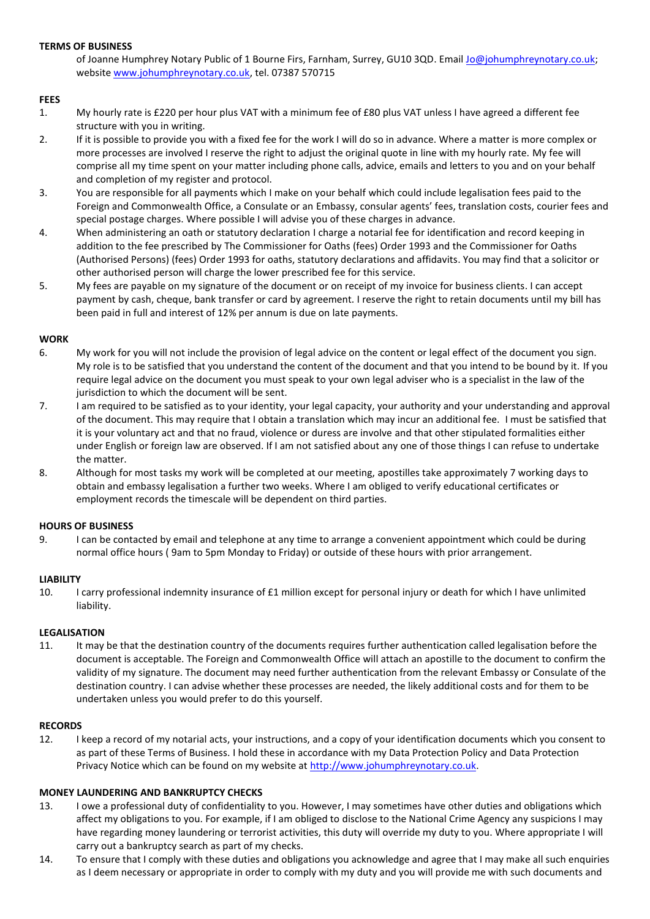**TERMS OF BUSINESS**

of Joanne Humphrey Notary Public of 1 Bourne Firs, Farnham, Surrey, GU10 3QD. Email Jo@johumphreynotary.co.uk; website www.johumphreynotary.co.uk, tel. 07387 570715

**FEES**

1. My hourly rate is £220 per hour plus VAT with a minimum fee of £80 plus VAT unless I have agreed a different fee structure with you in writing.
2. If it is possible to provide you with a fixed fee for the work I will do so in advance. Where a matter is more complex or more processes are involved I reserve the right to adjust the original quote in line with my hourly rate. My fee will comprise all my time spent on your matter including phone calls, advice, emails and letters to you and on your behalf and completion of my register and protocol.
3. You are responsible for all payments which I make on your behalf which could include legalisation fees paid to the Foreign and Commonwealth Office, a Consulate or an Embassy, consular agents' fees, translation costs, courier fees and special postage charges. Where possible I will advise you of these charges in advance.
4. When administering an oath or statutory declaration I charge a notarial fee for identification and record keeping in addition to the fee prescribed by The Commissioner for Oaths (fees) Order 1993 and the Commissioner for Oaths (Authorised Persons) (fees) Order 1993 for oaths, statutory declarations and affidavits. You may find that a solicitor or other authorised person will charge the lower prescribed fee for this service.
5. My fees are payable on my signature of the document or on receipt of my invoice for business clients. I can accept payment by cash, cheque, bank transfer or card by agreement. I reserve the right to retain documents until my bill has been paid in full and interest of 12% per annum is due on late payments.

**WORK**

6. My work for you will not include the provision of legal advice on the content or legal effect of the document you sign. My role is to be satisfied that you understand the content of the document and that you intend to be bound by it. If you require legal advice on the document you must speak to your own legal adviser who is a specialist in the law of the jurisdiction to which the document will be sent.
7. I am required to be satisfied as to your identity, your legal capacity, your authority and your understanding and approval of the document. This may require that I obtain a translation which may incur an additional fee. I must be satisfied that it is your voluntary act and that no fraud, violence or duress are involve and that other stipulated formalities either under English or foreign law are observed. If I am not satisfied about any one of those things I can refuse to undertake the matter.
8. Although for most tasks my work will be completed at our meeting, apostilles take approximately 7 working days to obtain and embassy legalisation a further two weeks. Where I am obliged to verify educational certificates or employment records the timescale will be dependent on third parties.

**HOURS OF BUSINESS**

9. I can be contacted by email and telephone at any time to arrange a convenient appointment which could be during normal office hours ( 9am to 5pm Monday to Friday) or outside of these hours with prior arrangement.

**LIABILITY**

10. I carry professional indemnity insurance of £1 million except for personal injury or death for which I have unlimited liability.

**LEGALISATION**

11. It may be that the destination country of the documents requires further authentication called legalisation before the document is acceptable. The Foreign and Commonwealth Office will attach an apostille to the document to confirm the validity of my signature. The document may need further authentication from the relevant Embassy or Consulate of the destination country. I can advise whether these processes are needed, the likely additional costs and for them to be undertaken unless you would prefer to do this yourself.

**RECORDS**

12. I keep a record of my notarial acts, your instructions, and a copy of your identification documents which you consent to as part of these Terms of Business. I hold these in accordance with my Data Protection Policy and Data Protection Privacy Notice which can be found on my website at http://www.johumphreynotary.co.uk.

**MONEY LAUNDERING AND BANKRUPTCY CHECKS**

13. I owe a professional duty of confidentiality to you. However, I may sometimes have other duties and obligations which affect my obligations to you. For example, if I am obliged to disclose to the National Crime Agency any suspicions I may have regarding money laundering or terrorist activities, this duty will override my duty to you. Where appropriate I will carry out a bankruptcy search as part of my checks.
14. To ensure that I comply with these duties and obligations you acknowledge and agree that I may make all such enquiries as I deem necessary or appropriate in order to comply with my duty and you will provide me with such documents and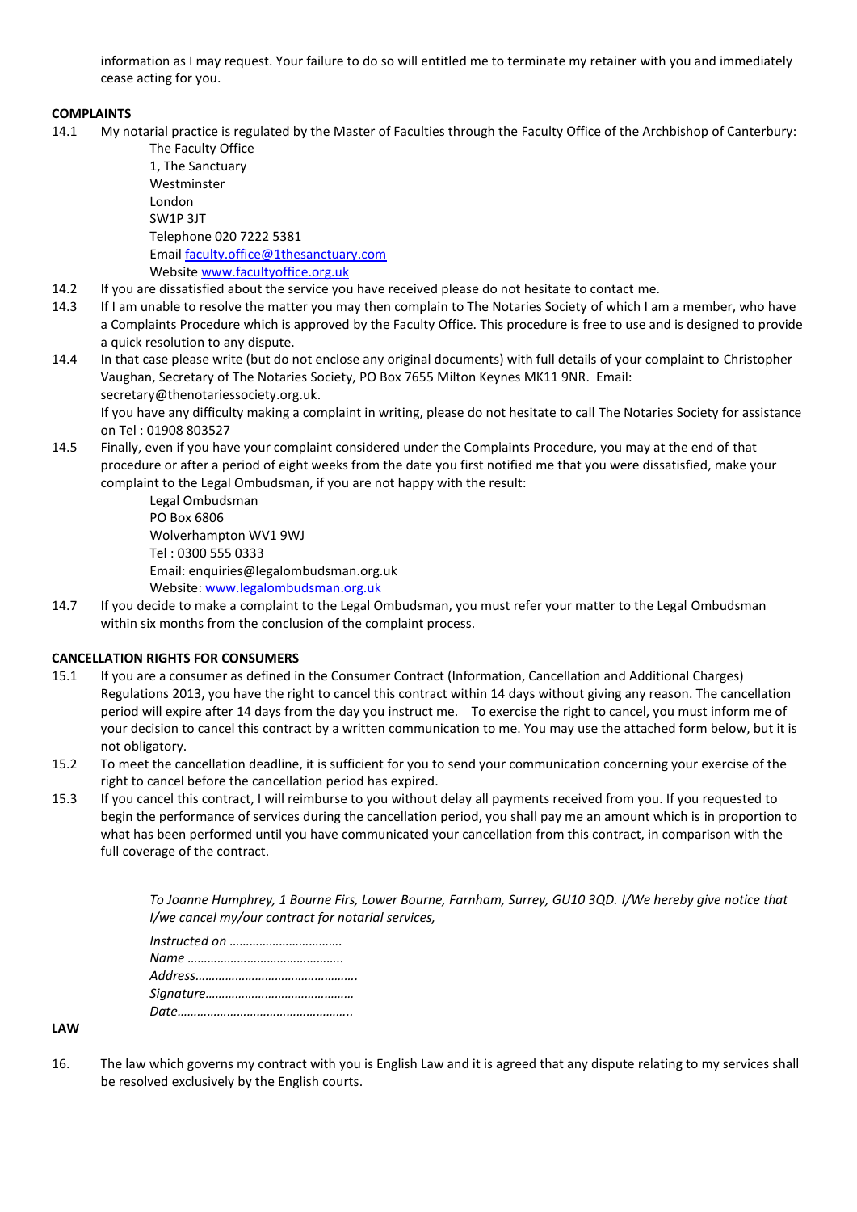information as I may request. Your failure to do so will entitled me to terminate my retainer with you and immediately cease acting for you.

**COMPLAINTS**

14.1 My notarial practice is regulated by the Master of Faculties through the Faculty Office of the Archbishop of Canterbury:

The Faculty Office
1, The Sanctuary
Westminster
London
SW1P 3JT
Telephone 020 7222 5381
Email faculty.office@1thesanctuary.com
Website www.facultyoffice.org.uk

14.2 If you are dissatisfied about the service you have received please do not hesitate to contact me.

14.3 If I am unable to resolve the matter you may then complain to The Notaries Society of which I am a member, who have a Complaints Procedure which is approved by the Faculty Office. This procedure is free to use and is designed to provide a quick resolution to any dispute.

14.4 In that case please write (but do not enclose any original documents) with full details of your complaint to Christopher Vaughan, Secretary of The Notaries Society, PO Box 7655 Milton Keynes MK11 9NR. Email: secretary@thenotariessociety.org.uk.
If you have any difficulty making a complaint in writing, please do not hesitate to call The Notaries Society for assistance on Tel : 01908 803527

14.5 Finally, even if you have your complaint considered under the Complaints Procedure, you may at the end of that procedure or after a period of eight weeks from the date you first notified me that you were dissatisfied, make your complaint to the Legal Ombudsman, if you are not happy with the result:

Legal Ombudsman
PO Box 6806
Wolverhampton WV1 9WJ
Tel : 0300 555 0333
Email: enquiries@legalombudsman.org.uk
Website: www.legalombudsman.org.uk

14.7 If you decide to make a complaint to the Legal Ombudsman, you must refer your matter to the Legal Ombudsman within six months from the conclusion of the complaint process.

**CANCELLATION RIGHTS FOR CONSUMERS**

15.1 If you are a consumer as defined in the Consumer Contract (Information, Cancellation and Additional Charges) Regulations 2013, you have the right to cancel this contract within 14 days without giving any reason. The cancellation period will expire after 14 days from the day you instruct me. To exercise the right to cancel, you must inform me of your decision to cancel this contract by a written communication to me. You may use the attached form below, but it is not obligatory.

15.2 To meet the cancellation deadline, it is sufficient for you to send your communication concerning your exercise of the right to cancel before the cancellation period has expired.

15.3 If you cancel this contract, I will reimburse to you without delay all payments received from you. If you requested to begin the performance of services during the cancellation period, you shall pay me an amount which is in proportion to what has been performed until you have communicated your cancellation from this contract, in comparison with the full coverage of the contract.

*To Joanne Humphrey, 1 Bourne Firs, Lower Bourne, Farnham, Surrey, GU10 3QD. I/We hereby give notice that I/we cancel my/our contract for notarial services,*

*Instructed on ……………………………*
*Name ………………………………………..*
*Address………………………………………….*
*Signature………………………………………*
*Date……………………………………………..*

**LAW**

16. The law which governs my contract with you is English Law and it is agreed that any dispute relating to my services shall be resolved exclusively by the English courts.